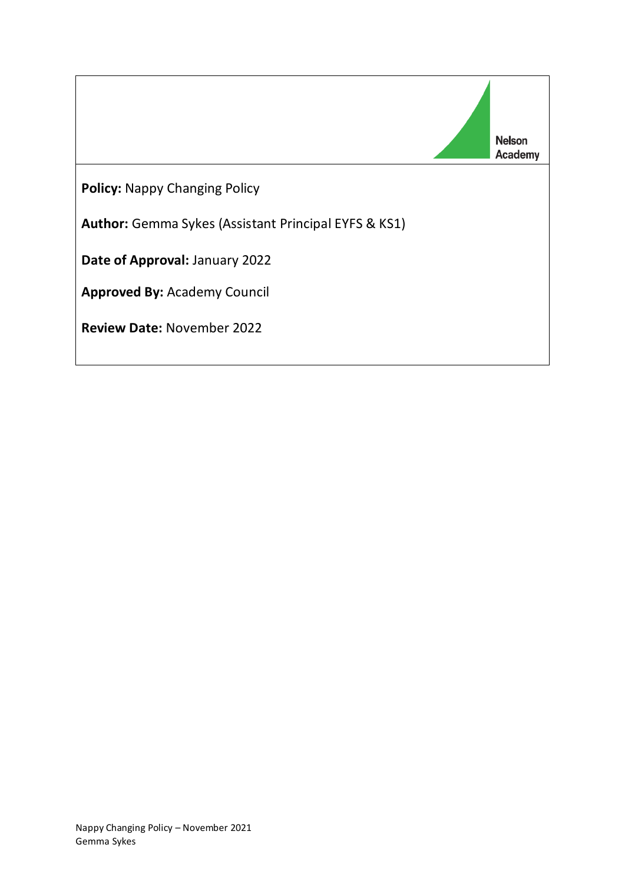Nelson Academy

**Policy:** Nappy Changing Policy

**Author:** Gemma Sykes (Assistant Principal EYFS & KS1)

**Date of Approval:** January 2022

**Approved By:** Academy Council

**Review Date:** November 2022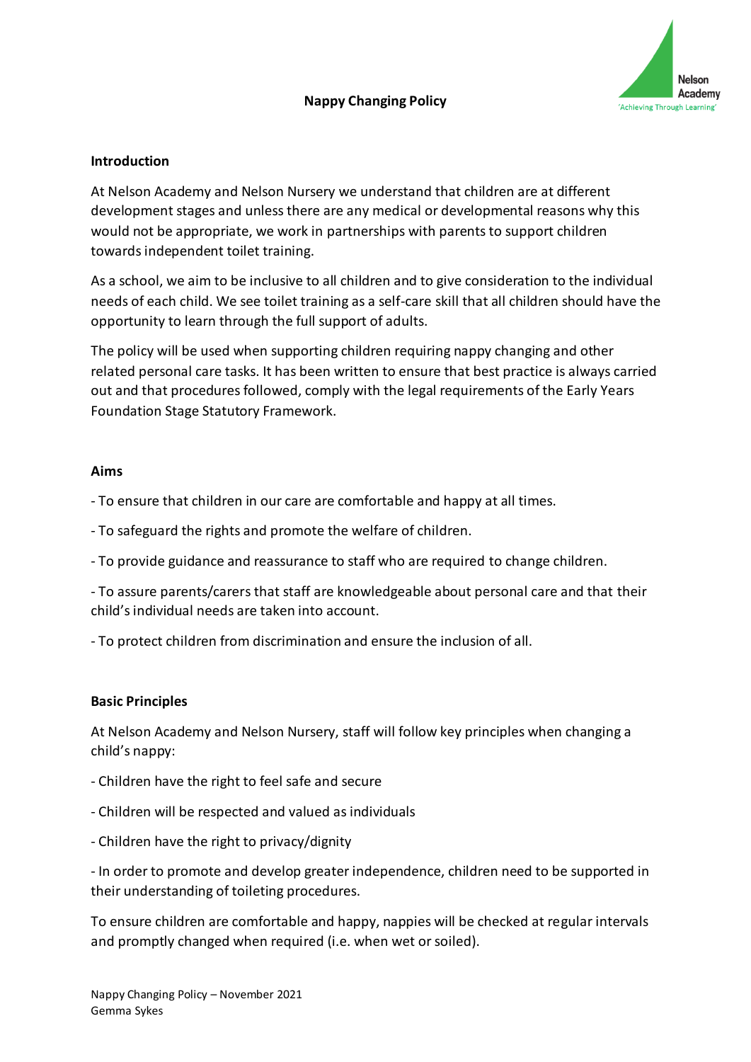# Nappy Changing Policy

## Introduction

At Nelson Academy and Nelson Nursery we understand that children are at different development stages and unless there are any medical or developmental reasons why this would not be appropriate, we work in partnerships with parents to support children towards independent toilet training.

As a school, we aim to be inclusive to all children and to give consideration to the individual needs of each child. We see toilet training as a self-care skill that all children should have the opportunity to learn through the full support of adults.

The policy will be used when supporting children requiring nappy changing and other related personal care tasks. It has been written to ensure that best practice is always carried out and that procedures followed, comply with the legal requirements of the Early Years Foundation Stage Statutory Framework.

## Aims

- To ensure that children in our care are comfortable and happy at all times.
- To safeguard the rights and promote the welfare of children.
- To provide guidance and reassurance to staff who are required to change children.
- To assure parents/carers that staff are knowledgeable about personal care and that their child's individual needs are taken into account.
- To protect children from discrimination and ensure the inclusion of all.

## Basic Principles

At Nelson Academy and Nelson Nursery, staff will follow key principles when changing a child's nappy:

- Children have the right to feel safe and secure
- Children will be respected and valued as individuals
- Children have the right to privacy/dignity
- In order to promote and develop greater independence, children need to be supported in their understanding of toileting procedures.

To ensure children are comfortable and happy, nappies will be checked at regular intervals and promptly changed when required (i.e. when wet or soiled).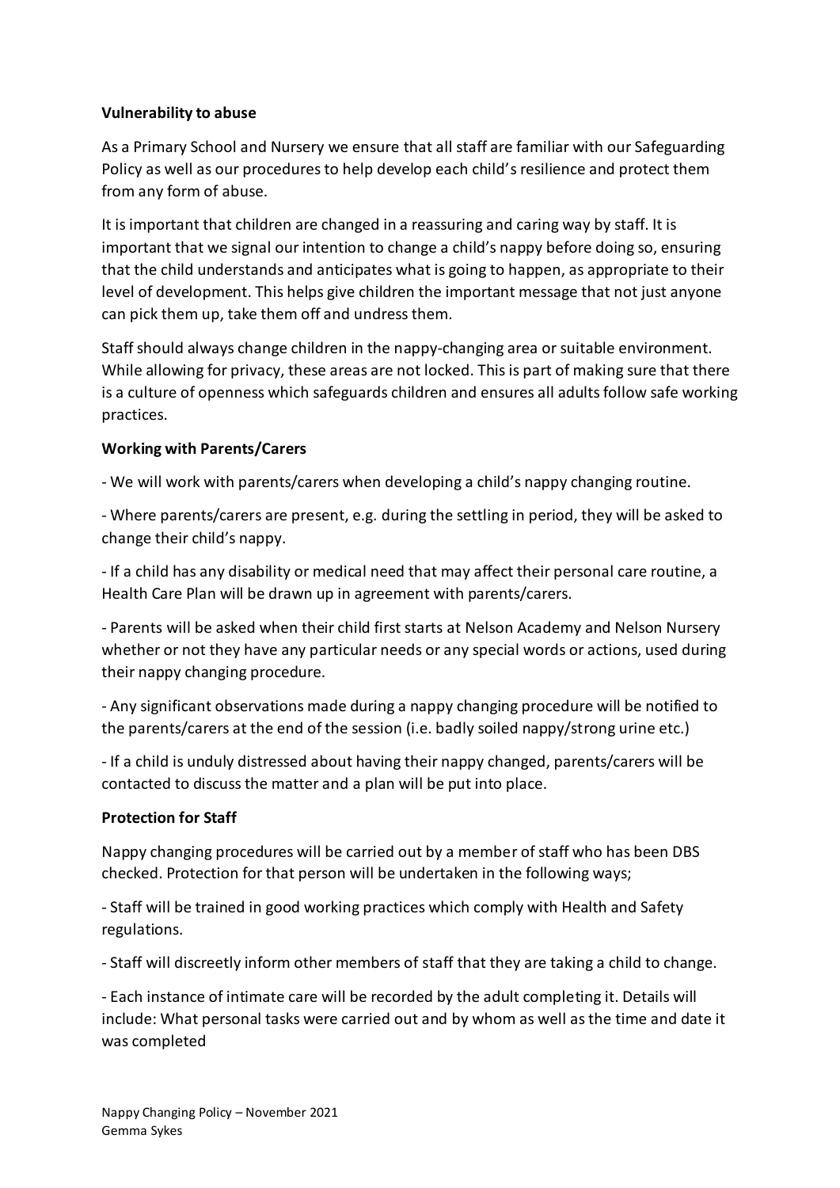**Vulnerability to abuse**

As a Primary School and Nursery we ensure that all staff are familiar with our Safeguarding Policy as well as our procedures to help develop each child's resilience and protect them from any form of abuse.

It is important that children are changed in a reassuring and caring way by staff. It is important that we signal our intention to change a child's nappy before doing so, ensuring that the child understands and anticipates what is going to happen, as appropriate to their level of development. This helps give children the important message that not just anyone can pick them up, take them off and undress them.

Staff should always change children in the nappy-changing area or suitable environment. While allowing for privacy, these areas are not locked. This is part of making sure that there is a culture of openness which safeguards children and ensures all adults follow safe working practices.

**Working with Parents/Carers**

- We will work with parents/carers when developing a child's nappy changing routine.

- Where parents/carers are present, e.g. during the settling in period, they will be asked to change their child's nappy.

- If a child has any disability or medical need that may affect their personal care routine, a Health Care Plan will be drawn up in agreement with parents/carers.

- Parents will be asked when their child first starts at Nelson Academy and Nelson Nursery whether or not they have any particular needs or any special words or actions, used during their nappy changing procedure.

- Any significant observations made during a nappy changing procedure will be notified to the parents/carers at the end of the session (i.e. badly soiled nappy/strong urine etc.)

- If a child is unduly distressed about having their nappy changed, parents/carers will be contacted to discuss the matter and a plan will be put into place.

**Protection for Staff**

Nappy changing procedures will be carried out by a member of staff who has been DBS checked. Protection for that person will be undertaken in the following ways;

- Staff will be trained in good working practices which comply with Health and Safety regulations.

- Staff will discreetly inform other members of staff that they are taking a child to change.

- Each instance of intimate care will be recorded by the adult completing it. Details will include: What personal tasks were carried out and by whom as well as the time and date it was completed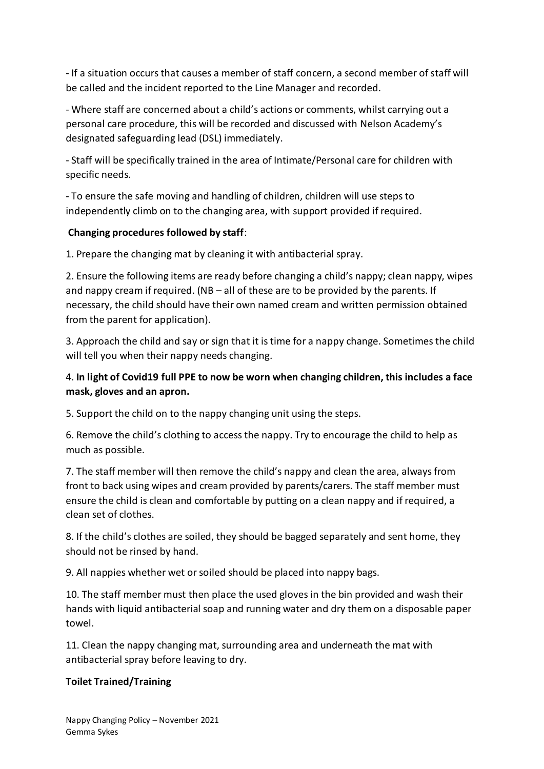- If a situation occurs that causes a member of staff concern, a second member of staff will be called and the incident reported to the Line Manager and recorded.

- Where staff are concerned about a child's actions or comments, whilst carrying out a personal care procedure, this will be recorded and discussed with Nelson Academy's designated safeguarding lead (DSL) immediately.

- Staff will be specifically trained in the area of Intimate/Personal care for children with specific needs.

- To ensure the safe moving and handling of children, children will use steps to independently climb on to the changing area, with support provided if required.

**Changing procedures followed by staff**:

1. Prepare the changing mat by cleaning it with antibacterial spray.

2. Ensure the following items are ready before changing a child's nappy; clean nappy, wipes and nappy cream if required. (NB – all of these are to be provided by the parents. If necessary, the child should have their own named cream and written permission obtained from the parent for application).

3. Approach the child and say or sign that it is time for a nappy change. Sometimes the child will tell you when their nappy needs changing.

4. **In light of Covid19 full PPE to now be worn when changing children, this includes a face mask, gloves and an apron.**

5. Support the child on to the nappy changing unit using the steps.

6. Remove the child's clothing to access the nappy. Try to encourage the child to help as much as possible.

7. The staff member will then remove the child's nappy and clean the area, always from front to back using wipes and cream provided by parents/carers. The staff member must ensure the child is clean and comfortable by putting on a clean nappy and if required, a clean set of clothes.

8. If the child's clothes are soiled, they should be bagged separately and sent home, they should not be rinsed by hand.

9. All nappies whether wet or soiled should be placed into nappy bags.

10. The staff member must then place the used gloves in the bin provided and wash their hands with liquid antibacterial soap and running water and dry them on a disposable paper towel.

11. Clean the nappy changing mat, surrounding area and underneath the mat with antibacterial spray before leaving to dry.

**Toilet Trained/Training**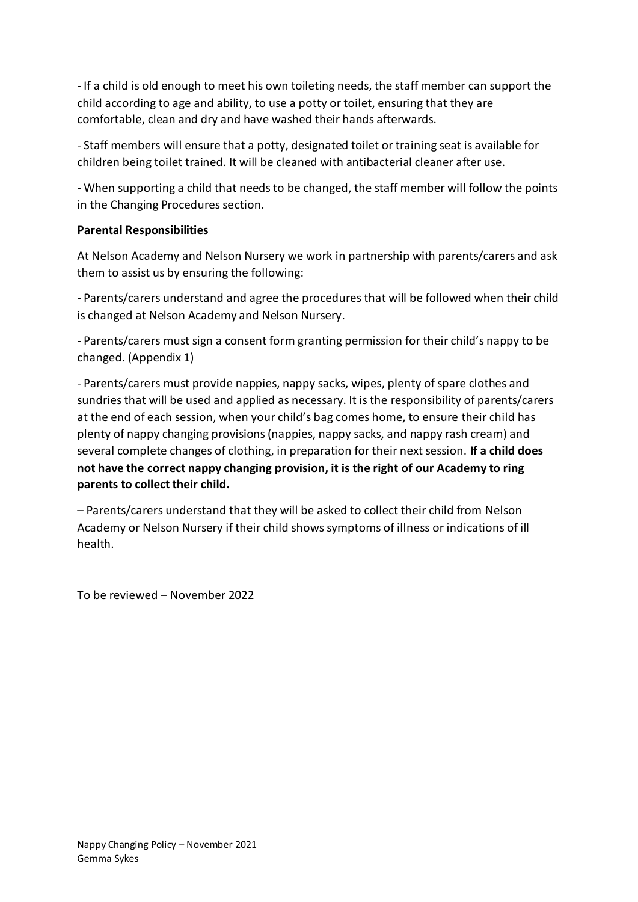- If a child is old enough to meet his own toileting needs, the staff member can support the child according to age and ability, to use a potty or toilet, ensuring that they are comfortable, clean and dry and have washed their hands afterwards.

- Staff members will ensure that a potty, designated toilet or training seat is available for children being toilet trained. It will be cleaned with antibacterial cleaner after use.

- When supporting a child that needs to be changed, the staff member will follow the points in the Changing Procedures section.

**Parental Responsibilities**

At Nelson Academy and Nelson Nursery we work in partnership with parents/carers and ask them to assist us by ensuring the following:

- Parents/carers understand and agree the procedures that will be followed when their child is changed at Nelson Academy and Nelson Nursery.

- Parents/carers must sign a consent form granting permission for their child's nappy to be changed. (Appendix 1)

- Parents/carers must provide nappies, nappy sacks, wipes, plenty of spare clothes and sundries that will be used and applied as necessary. It is the responsibility of parents/carers at the end of each session, when your child's bag comes home, to ensure their child has plenty of nappy changing provisions (nappies, nappy sacks, and nappy rash cream) and several complete changes of clothing, in preparation for their next session. **If a child does not have the correct nappy changing provision, it is the right of our Academy to ring parents to collect their child.**

– Parents/carers understand that they will be asked to collect their child from Nelson Academy or Nelson Nursery if their child shows symptoms of illness or indications of ill health.

To be reviewed – November 2022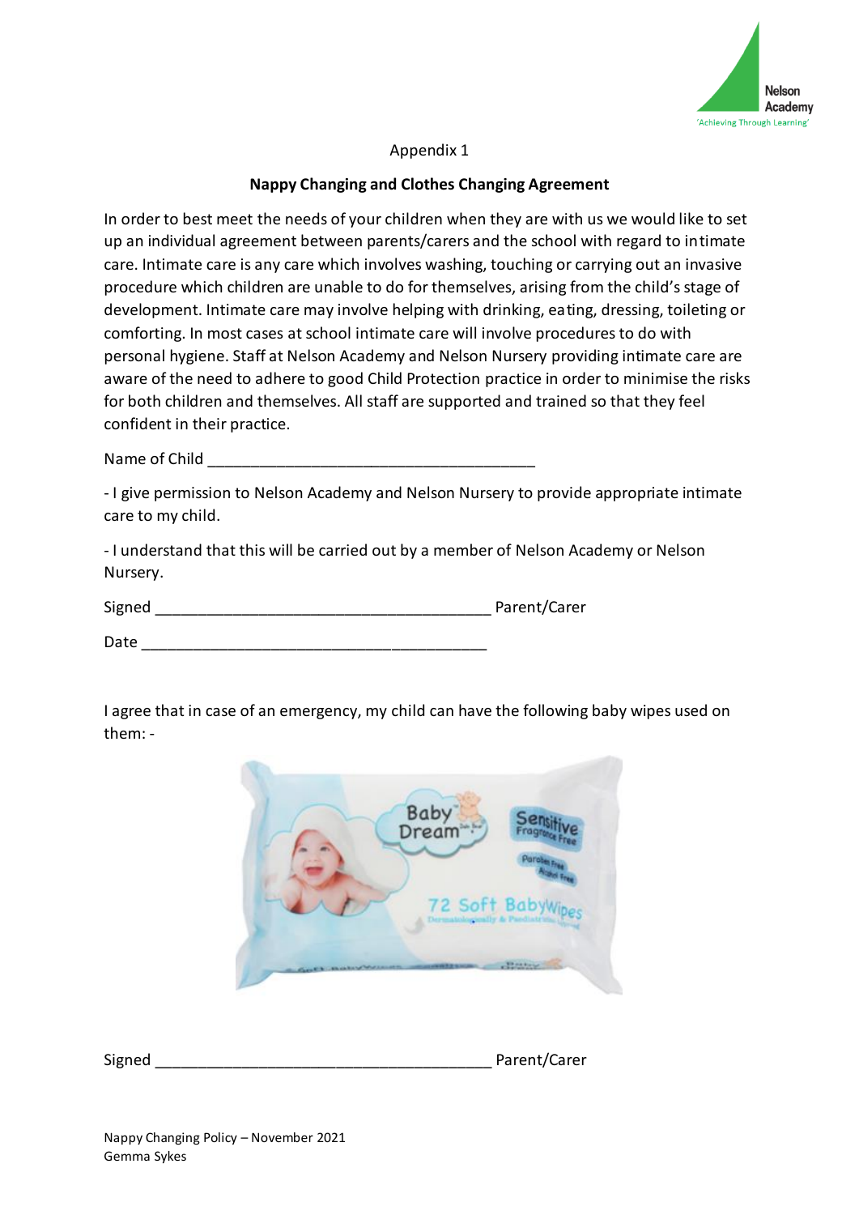Appendix 1

**Nappy Changing and Clothes Changing Agreement**

In order to best meet the needs of your children when they are with us we would like to set up an individual agreement between parents/carers and the school with regard to intimate care. Intimate care is any care which involves washing, touching or carrying out an invasive procedure which children are unable to do for themselves, arising from the child's stage of development. Intimate care may involve helping with drinking, eating, dressing, toileting or comforting. In most cases at school intimate care will involve procedures to do with personal hygiene. Staff at Nelson Academy and Nelson Nursery providing intimate care are aware of the need to adhere to good Child Protection practice in order to minimise the risks for both children and themselves. All staff are supported and trained so that they feel confident in their practice.

Name of Child ________________________________________

- I give permission to Nelson Academy and Nelson Nursery to provide appropriate intimate care to my child.

- I understand that this will be carried out by a member of Nelson Academy or Nelson Nursery.

Signed _________________________________________ Parent/Carer

Date __________________________________________

I agree that in case of an emergency, my child can have the following baby wipes used on them: -

Signed _________________________________________ Parent/Carer

Nappy Changing Policy – November 2021
Gemma Sykes